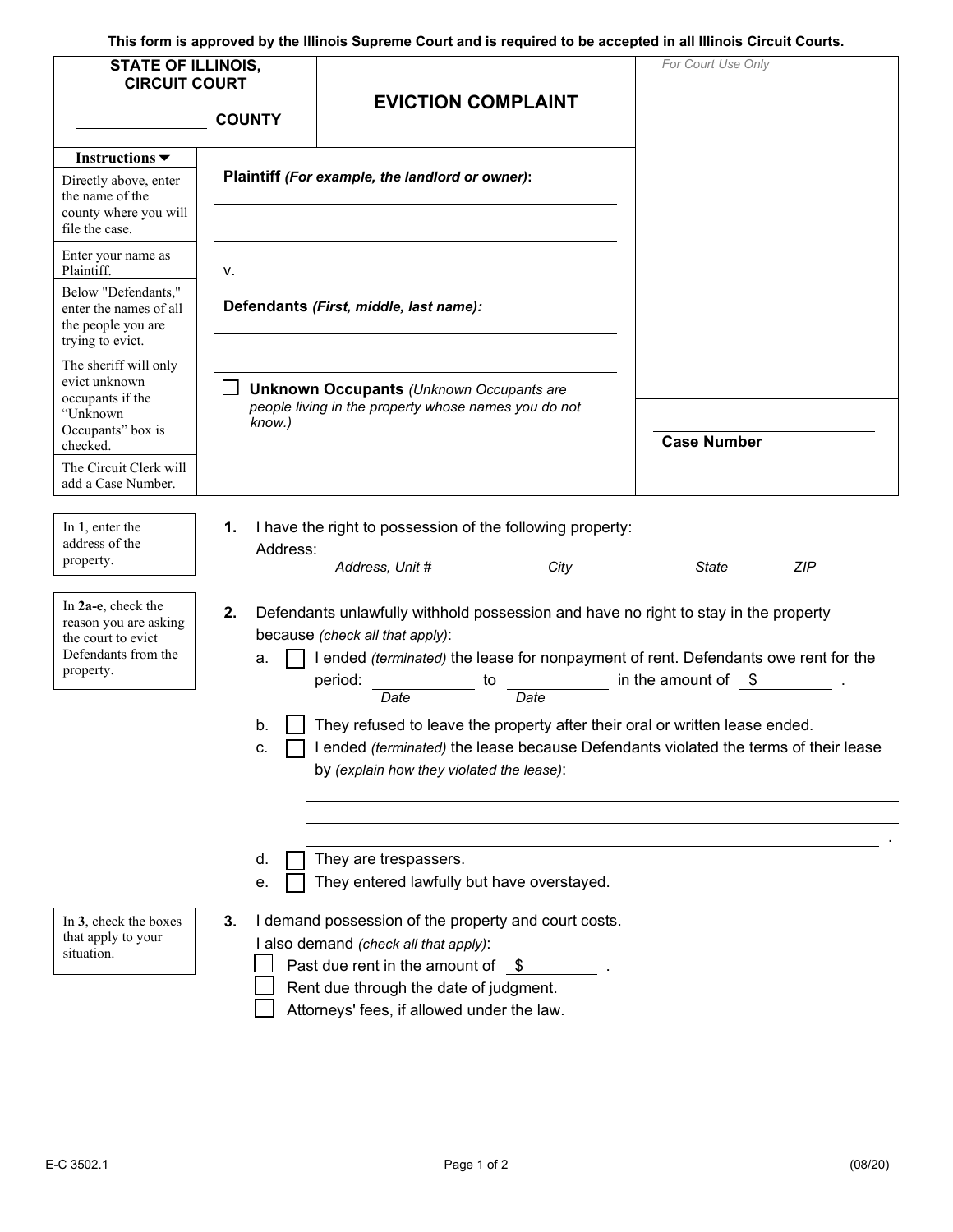**This form is approved by the Illinois Supreme Court and is required to be accepted in all Illinois Circuit Courts.**

| **STATE OF ILLINOIS, CIRCUIT COURT** | **EVICTION COMPLAINT** | *For Court Use Only* |
|---|---|---|
| ______________ **COUNTY** | | |

| Instructions ▼ | |
|---|---|
| Directly above, enter the name of the county where you will file the case. | **Plaintiff** *(For example, the landlord or owner)*: |
| Enter your name as Plaintiff. | ______________________________ |
| | v. |
| Below "Defendants," enter the names of all the people you are trying to evict. | **Defendants** *(First, middle, last name):* ______________________________ |
| The sheriff will only evict unknown occupants if the "Unknown Occupants" box is checked. | ☐ **Unknown Occupants** *(Unknown Occupants are people living in the property whose names you do not know.)* |
| The Circuit Clerk will add a Case Number. | ______________ **Case Number** |

*In **1**, enter the address of the property.*

**1.** I have the right to possession of the following property:

Address: ______________________________
*Address, Unit #* — *City* — *State* — *ZIP*

*In **2a-e**, check the reason you are asking the court to evict Defendants from the property.*

**2.** Defendants unlawfully withhold possession and have no right to stay in the property because *(check all that apply)*:

a. ☐ I ended *(terminated)* the lease for nonpayment of rent. Defendants owe rent for the period: __________ *(Date)* to __________ *(Date)* in the amount of $ __________ .

b. ☐ They refused to leave the property after their oral or written lease ended.

c. ☐ I ended *(terminated)* the lease because Defendants violated the terms of their lease by *(explain how they violated the lease)*: ______________________________ .

d. ☐ They are trespassers.

e. ☐ They entered lawfully but have overstayed.

*In **3**, check the boxes that apply to your situation.*

**3.** I demand possession of the property and court costs.

I also demand *(check all that apply)*:

☐ Past due rent in the amount of $ __________ .

☐ Rent due through the date of judgment.

☐ Attorneys' fees, if allowed under the law.

E-C 3502.1 (08/20)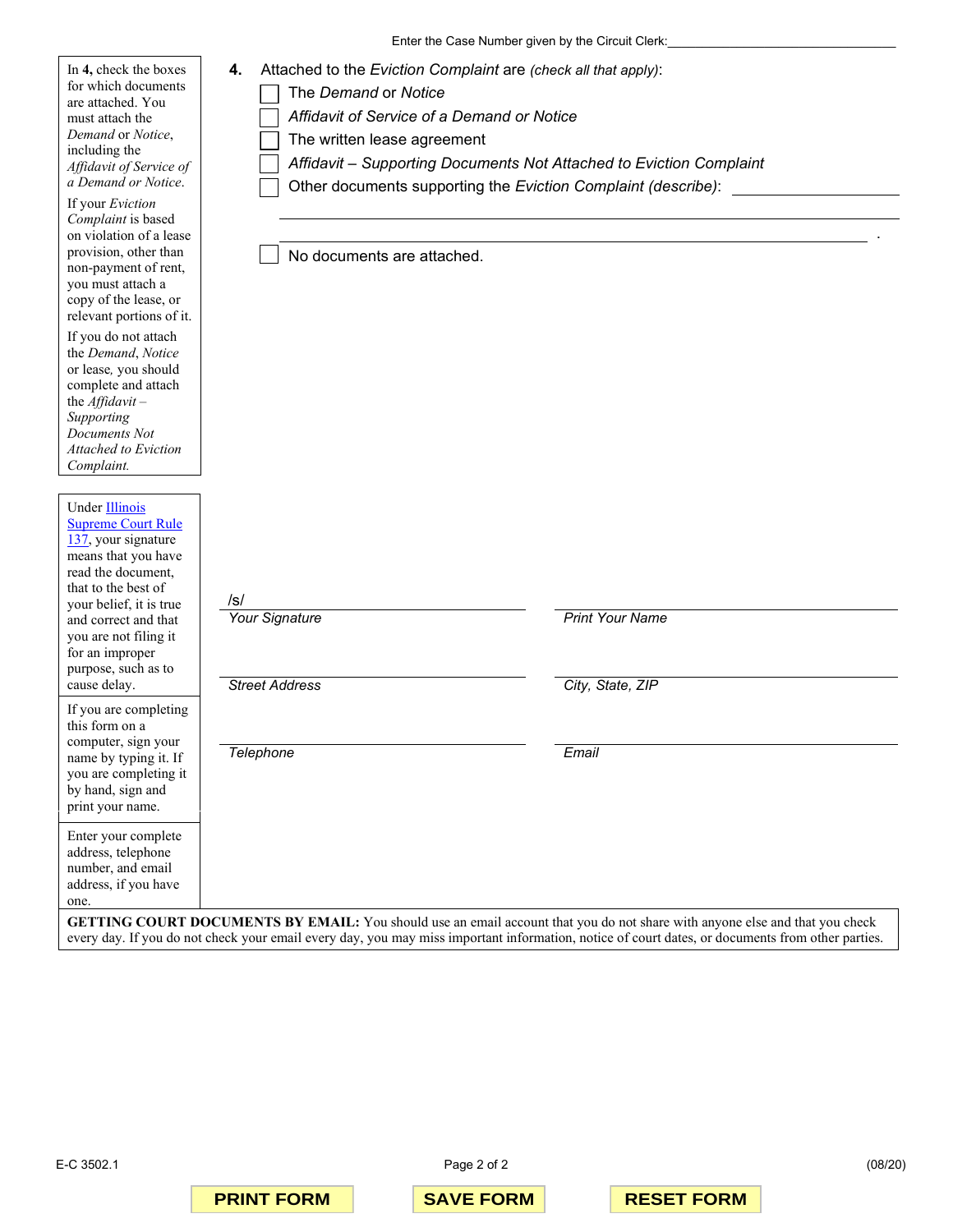Enter the Case Number given by the Circuit Clerk: _______________

In **4,** check the boxes for which documents are attached. You must attach the *Demand* or *Notice*, including the *Affidavit of Service of a Demand or Notice*.

If your *Eviction Complaint* is based on violation of a lease provision, other than non-payment of rent, you must attach a copy of the lease, or relevant portions of it.

If you do not attach the *Demand*, *Notice* or lease, you should complete and attach the *Affidavit – Supporting Documents Not Attached to Eviction Complaint.*

**4.** Attached to the *Eviction Complaint* are *(check all that apply)*:

- ☐ The *Demand* or *Notice*
- ☐ *Affidavit of Service of a Demand or Notice*
- ☐ The written lease agreement
- ☐ *Affidavit – Supporting Documents Not Attached to Eviction Complaint*
- ☐ Other documents supporting the *Eviction Complaint (describe)*: _______________
- ☐ No documents are attached.

Under Illinois Supreme Court Rule 137, your signature means that you have read the document, that to the best of your belief, it is true and correct and that you are not filing it for an improper purpose, such as to cause delay.

If you are completing this form on a computer, sign your name by typing it. If you are completing it by hand, sign and print your name.

Enter your complete address, telephone number, and email address, if you have one.

| | |
|---|---|
| /s/ _______________ | _______________ |
| *Your Signature* | *Print Your Name* |
| _______________ | _______________ |
| *Street Address* | *City, State, ZIP* |
| _______________ | _______________ |
| *Telephone* | *Email* |

**GETTING COURT DOCUMENTS BY EMAIL:** You should use an email account that you do not share with anyone else and that you check every day. If you do not check your email every day, you may miss important information, notice of court dates, or documents from other parties.

E-C 3502.1 (08/20)

PRINT FORM | SAVE FORM | RESET FORM